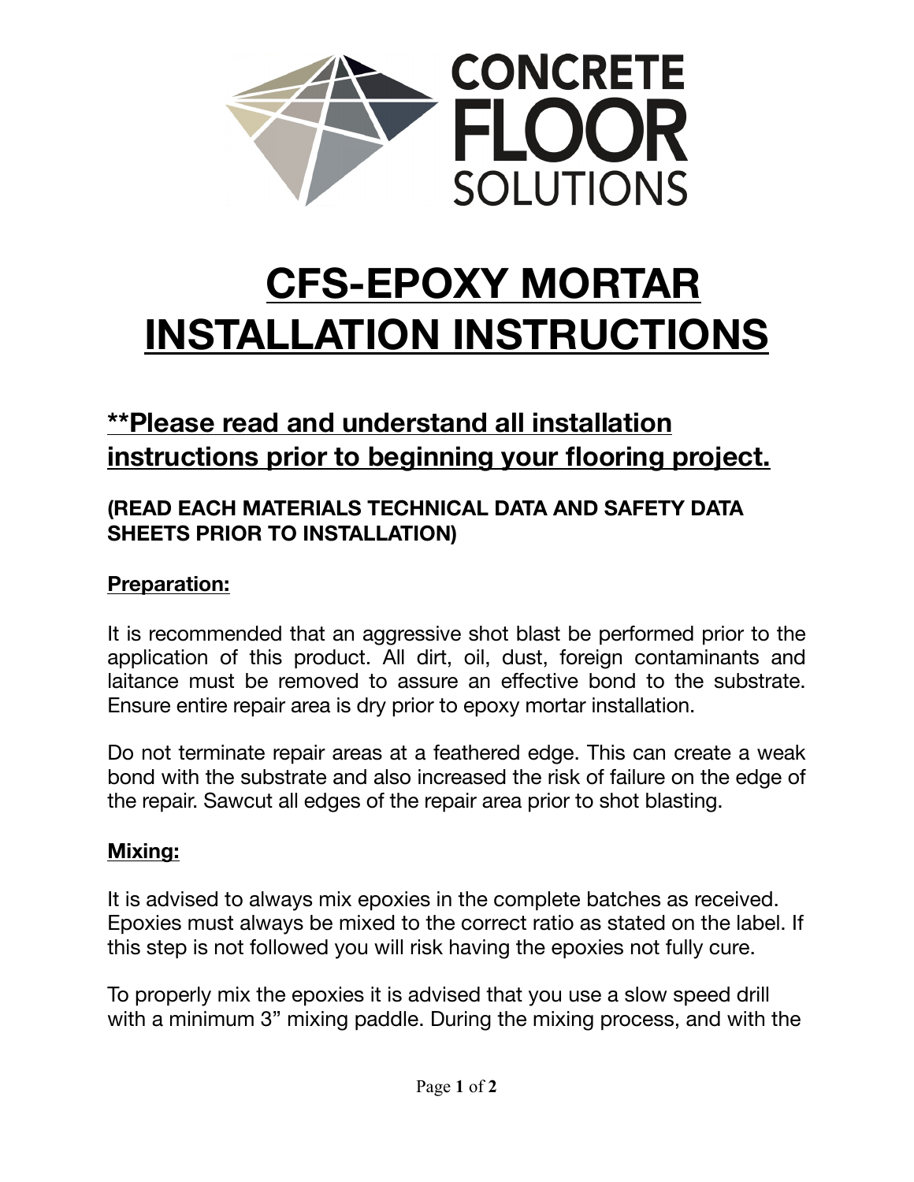CONCRETE FLOOR SOLUTIONS

# CFS-EPOXY MORTAR INSTALLATION INSTRUCTIONS

## **Please read and understand all installation instructions prior to beginning your flooring project.

**(READ EACH MATERIALS TECHNICAL DATA AND SAFETY DATA SHEETS PRIOR TO INSTALLATION)**

### Preparation:

It is recommended that an aggressive shot blast be performed prior to the application of this product. All dirt, oil, dust, foreign contaminants and laitance must be removed to assure an effective bond to the substrate. Ensure entire repair area is dry prior to epoxy mortar installation.

Do not terminate repair areas at a feathered edge. This can create a weak bond with the substrate and also increased the risk of failure on the edge of the repair. Sawcut all edges of the repair area prior to shot blasting.

### Mixing:

It is advised to always mix epoxies in the complete batches as received. Epoxies must always be mixed to the correct ratio as stated on the label. If this step is not followed you will risk having the epoxies not fully cure.

To properly mix the epoxies it is advised that you use a slow speed drill with a minimum 3" mixing paddle. During the mixing process, and with the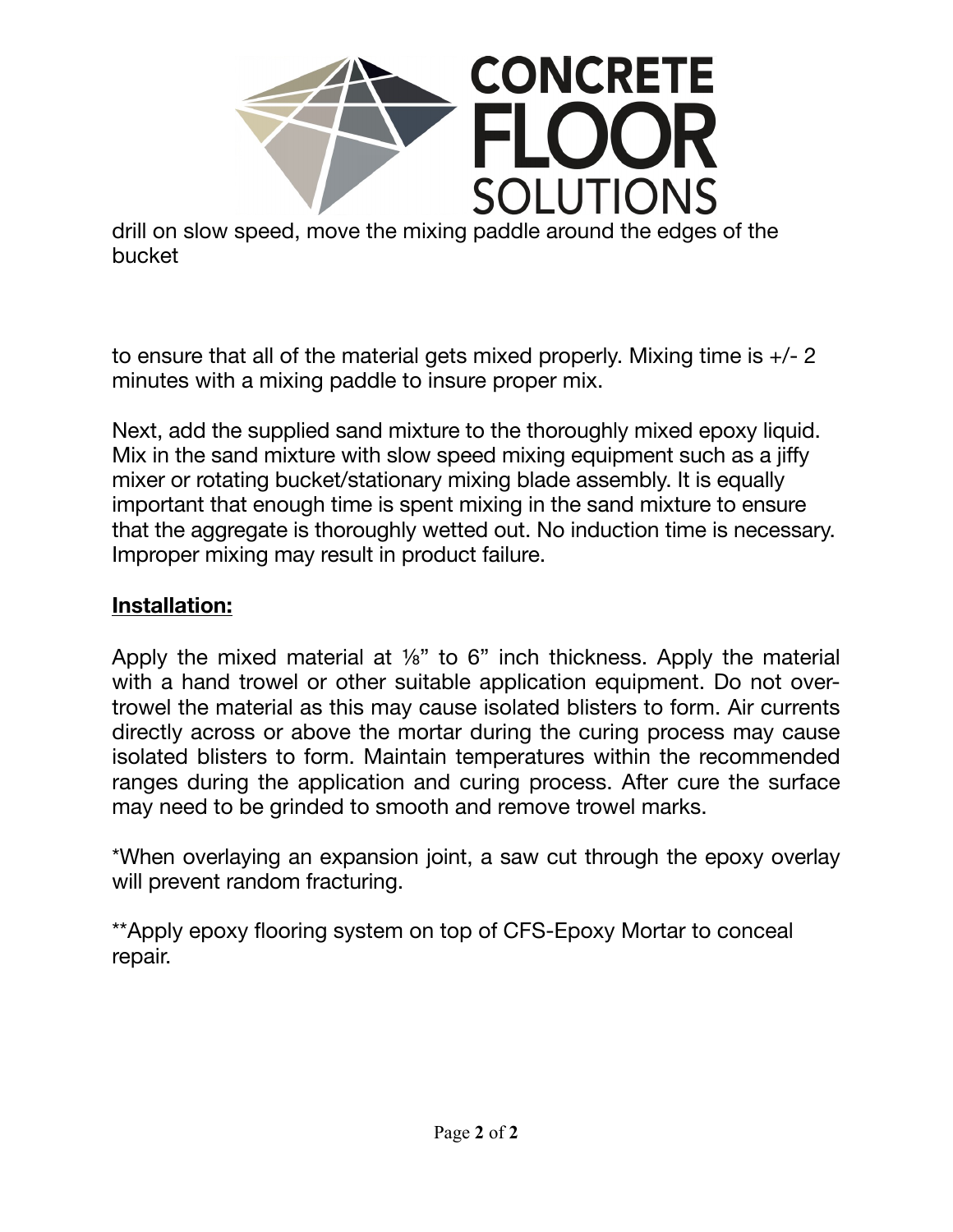drill on slow speed, move the mixing paddle around the edges of the bucket

to ensure that all of the material gets mixed properly. Mixing time is +/- 2 minutes with a mixing paddle to insure proper mix.

Next, add the supplied sand mixture to the thoroughly mixed epoxy liquid. Mix in the sand mixture with slow speed mixing equipment such as a jiffy mixer or rotating bucket/stationary mixing blade assembly. It is equally important that enough time is spent mixing in the sand mixture to ensure that the aggregate is thoroughly wetted out. No induction time is necessary. Improper mixing may result in product failure.

**Installation:**

Apply the mixed material at ⅛" to 6" inch thickness. Apply the material with a hand trowel or other suitable application equipment. Do not over-trowel the material as this may cause isolated blisters to form. Air currents directly across or above the mortar during the curing process may cause isolated blisters to form. Maintain temperatures within the recommended ranges during the application and curing process. After cure the surface may need to be grinded to smooth and remove trowel marks.

*When overlaying an expansion joint, a saw cut through the epoxy overlay will prevent random fracturing.

**Apply epoxy flooring system on top of CFS-Epoxy Mortar to conceal repair.